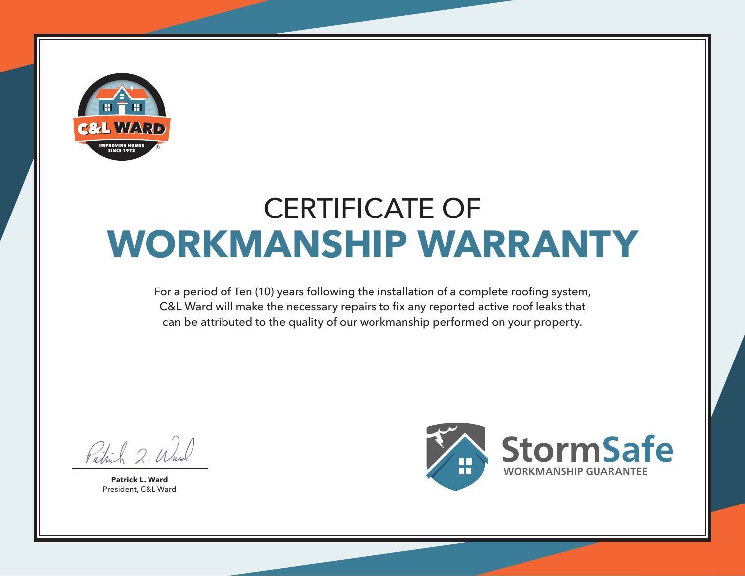C&L WARD

IMPROVING HOMES SINCE 1972

# CERTIFICATE OF
# WORKMANSHIP WARRANTY

For a period of Ten (10) years following the installation of a complete roofing system, C&L Ward will make the necessary repairs to fix any reported active roof leaks that can be attributed to the quality of our workmanship performed on your property.

**Patrick L. Ward**
President, C&L Ward

StormSafe
WORKMANSHIP GUARANTEE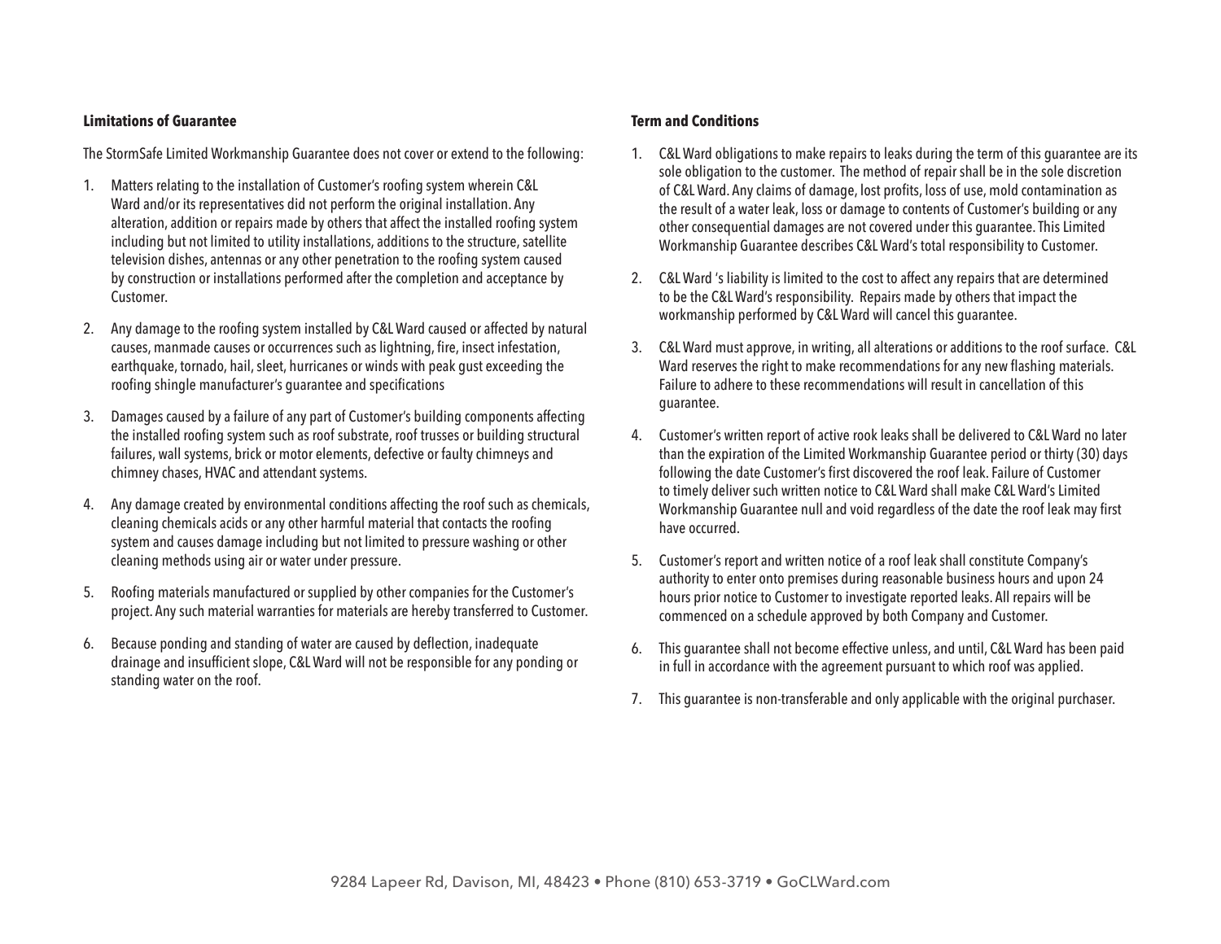## Limitations of Guarantee

The StormSafe Limited Workmanship Guarantee does not cover or extend to the following:

1. Matters relating to the installation of Customer's roofing system wherein C&L Ward and/or its representatives did not perform the original installation. Any alteration, addition or repairs made by others that affect the installed roofing system including but not limited to utility installations, additions to the structure, satellite television dishes, antennas or any other penetration to the roofing system caused by construction or installations performed after the completion and acceptance by Customer.

2. Any damage to the roofing system installed by C&L Ward caused or affected by natural causes, manmade causes or occurrences such as lightning, fire, insect infestation, earthquake, tornado, hail, sleet, hurricanes or winds with peak gust exceeding the roofing shingle manufacturer's guarantee and specifications

3. Damages caused by a failure of any part of Customer's building components affecting the installed roofing system such as roof substrate, roof trusses or building structural failures, wall systems, brick or motor elements, defective or faulty chimneys and chimney chases, HVAC and attendant systems.

4. Any damage created by environmental conditions affecting the roof such as chemicals, cleaning chemicals acids or any other harmful material that contacts the roofing system and causes damage including but not limited to pressure washing or other cleaning methods using air or water under pressure.

5. Roofing materials manufactured or supplied by other companies for the Customer's project. Any such material warranties for materials are hereby transferred to Customer.

6. Because ponding and standing of water are caused by deflection, inadequate drainage and insufficient slope, C&L Ward will not be responsible for any ponding or standing water on the roof.

## Term and Conditions

1. C&L Ward obligations to make repairs to leaks during the term of this guarantee are its sole obligation to the customer. The method of repair shall be in the sole discretion of C&L Ward. Any claims of damage, lost profits, loss of use, mold contamination as the result of a water leak, loss or damage to contents of Customer's building or any other consequential damages are not covered under this guarantee. This Limited Workmanship Guarantee describes C&L Ward's total responsibility to Customer.

2. C&L Ward 's liability is limited to the cost to affect any repairs that are determined to be the C&L Ward's responsibility. Repairs made by others that impact the workmanship performed by C&L Ward will cancel this guarantee.

3. C&L Ward must approve, in writing, all alterations or additions to the roof surface. C&L Ward reserves the right to make recommendations for any new flashing materials. Failure to adhere to these recommendations will result in cancellation of this guarantee.

4. Customer's written report of active rook leaks shall be delivered to C&L Ward no later than the expiration of the Limited Workmanship Guarantee period or thirty (30) days following the date Customer's first discovered the roof leak. Failure of Customer to timely deliver such written notice to C&L Ward shall make C&L Ward's Limited Workmanship Guarantee null and void regardless of the date the roof leak may first have occurred.

5. Customer's report and written notice of a roof leak shall constitute Company's authority to enter onto premises during reasonable business hours and upon 24 hours prior notice to Customer to investigate reported leaks. All repairs will be commenced on a schedule approved by both Company and Customer.

6. This guarantee shall not become effective unless, and until, C&L Ward has been paid in full in accordance with the agreement pursuant to which roof was applied.

7. This guarantee is non-transferable and only applicable with the original purchaser.

9284 Lapeer Rd, Davison, MI, 48423 • Phone (810) 653-3719 • GoCLWard.com